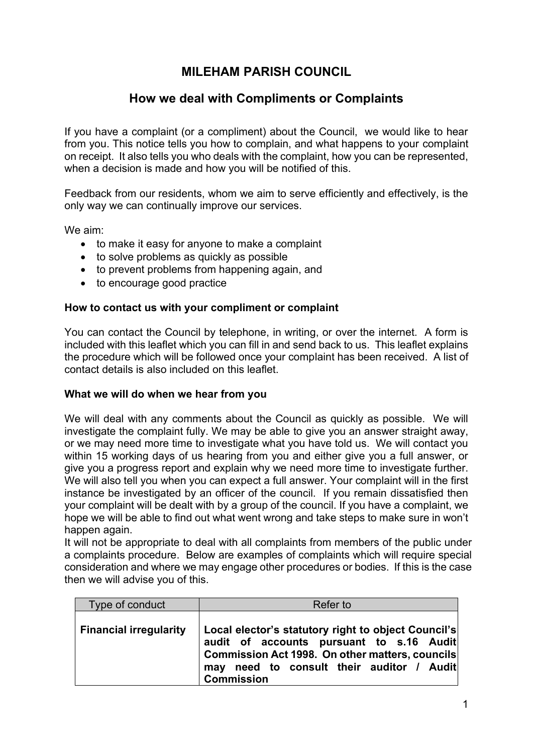# MILEHAM PARISH COUNCIL

## How we deal with Compliments or Complaints

If you have a complaint (or a compliment) about the Council, we would like to hear from you. This notice tells you how to complain, and what happens to your complaint on receipt. It also tells you who deals with the complaint, how you can be represented, when a decision is made and how you will be notified of this.

Feedback from our residents, whom we aim to serve efficiently and effectively, is the only way we can continually improve our services.

We aim:

- to make it easy for anyone to make a complaint
- to solve problems as quickly as possible
- to prevent problems from happening again, and
- to encourage good practice

**How to contact us with your compliment or complaint**

You can contact the Council by telephone, in writing, or over the internet. A form is included with this leaflet which you can fill in and send back to us. This leaflet explains the procedure which will be followed once your complaint has been received. A list of contact details is also included on this leaflet.

**What we will do when we hear from you**

We will deal with any comments about the Council as quickly as possible. We will investigate the complaint fully. We may be able to give you an answer straight away, or we may need more time to investigate what you have told us. We will contact you within 15 working days of us hearing from you and either give you a full answer, or give you a progress report and explain why we need more time to investigate further. We will also tell you when you can expect a full answer. Your complaint will in the first instance be investigated by an officer of the council. If you remain dissatisfied then your complaint will be dealt with by a group of the council. If you have a complaint, we hope we will be able to find out what went wrong and take steps to make sure in won't happen again.

It will not be appropriate to deal with all complaints from members of the public under a complaints procedure. Below are examples of complaints which will require special consideration and where we may engage other procedures or bodies. If this is the case then we will advise you of this.

| Type of conduct | Refer to |
| --- | --- |
| **Financial irregularity** | **Local elector's statutory right to object Council's audit of accounts pursuant to s.16 Audit Commission Act 1998. On other matters, councils may need to consult their auditor / Audit Commission** |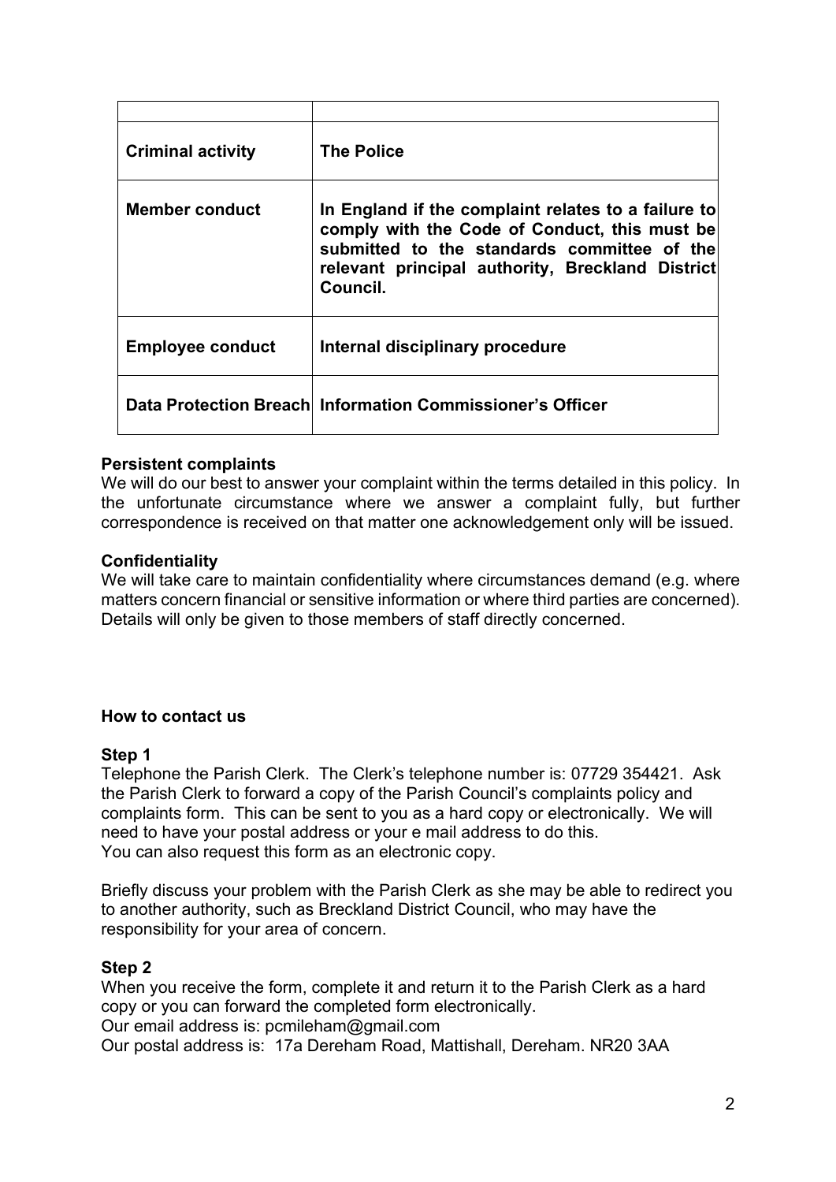| | |
|---|---|
| **Criminal activity** | **The Police** |
| **Member conduct** | **In England if the complaint relates to a failure to comply with the Code of Conduct, this must be submitted to the standards committee of the relevant principal authority, Breckland District Council.** |
| **Employee conduct** | **Internal disciplinary procedure** |
| **Data Protection Breach** | **Information Commissioner's Officer** |

**Persistent complaints**
We will do our best to answer your complaint within the terms detailed in this policy. In the unfortunate circumstance where we answer a complaint fully, but further correspondence is received on that matter one acknowledgement only will be issued.

**Confidentiality**
We will take care to maintain confidentiality where circumstances demand (e.g. where matters concern financial or sensitive information or where third parties are concerned). Details will only be given to those members of staff directly concerned.

**How to contact us**

**Step 1**
Telephone the Parish Clerk. The Clerk's telephone number is: 07729 354421. Ask the Parish Clerk to forward a copy of the Parish Council's complaints policy and complaints form. This can be sent to you as a hard copy or electronically. We will need to have your postal address or your e mail address to do this.
You can also request this form as an electronic copy.

Briefly discuss your problem with the Parish Clerk as she may be able to redirect you to another authority, such as Breckland District Council, who may have the responsibility for your area of concern.

**Step 2**
When you receive the form, complete it and return it to the Parish Clerk as a hard copy or you can forward the completed form electronically.
Our email address is: pcmileham@gmail.com
Our postal address is: 17a Dereham Road, Mattishall, Dereham. NR20 3AA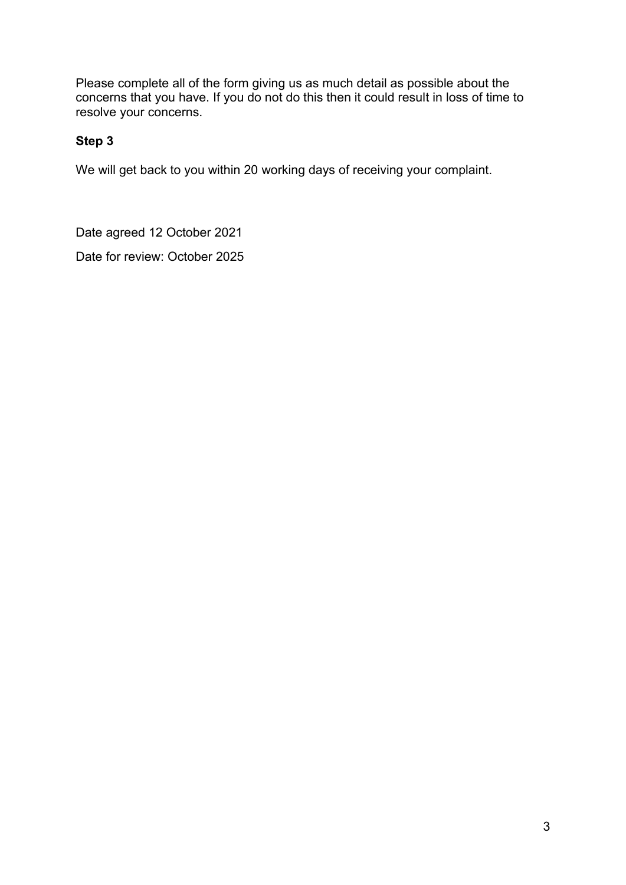Please complete all of the form giving us as much detail as possible about the concerns that you have. If you do not do this then it could result in loss of time to resolve your concerns.

**Step 3**

We will get back to you within 20 working days of receiving your complaint.

Date agreed 12 October 2021

Date for review: October 2025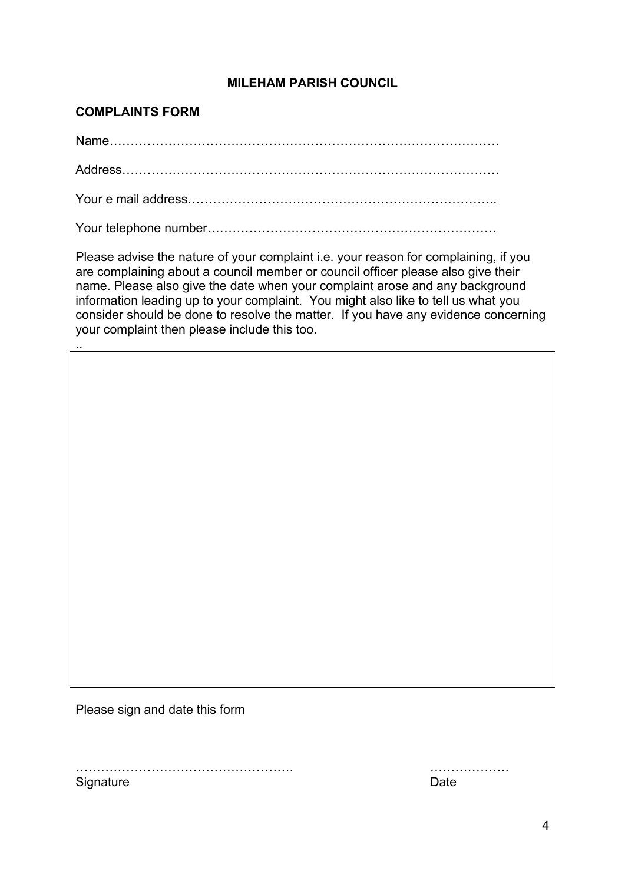**MILEHAM PARISH COUNCIL**

**COMPLAINTS FORM**

Name……………………………………………………………………………………

Address…………………………………………………………………………………

Your e mail address………………………………………………………………..

Your telephone number……………………………………………………………

Please advise the nature of your complaint i.e. your reason for complaining, if you are complaining about a council member or council officer please also give their name. Please also give the date when your complaint arose and any background information leading up to your complaint. You might also like to tell us what you consider should be done to resolve the matter. If you have any evidence concerning your complaint then please include this too.

..

| |
|---|
| |

Please sign and date this form

…………………………………………… ……………….

Signature Date